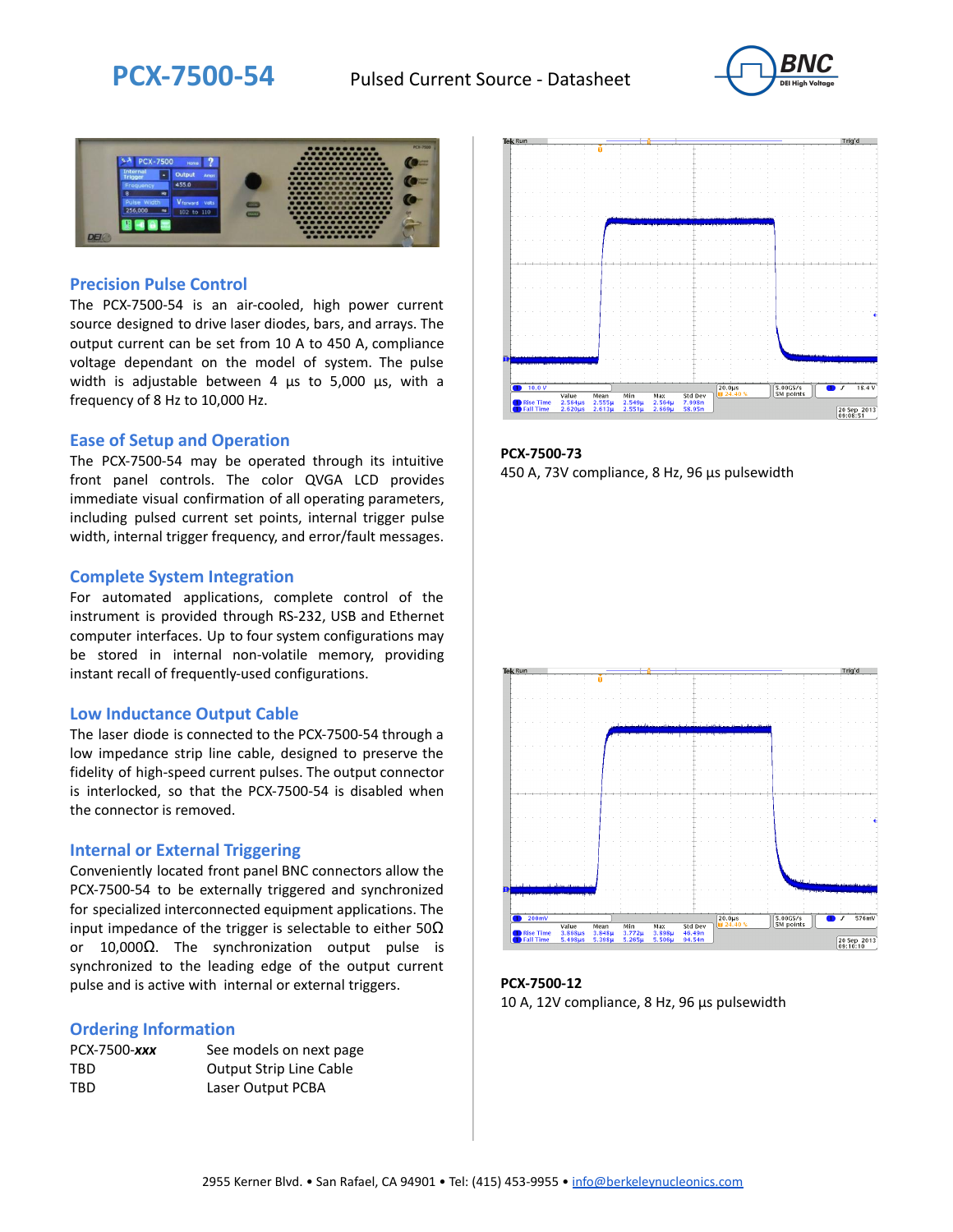# PCX-7500-54

Pulsed Current Source - Datasheet

## Precision Pulse Control

The PCX-7500-54 is an air-cooled, high power current source designed to drive laser diodes, bars, and arrays. The output current can be set from 10 A to 450 A, compliance voltage dependant on the model of system. The pulse width is adjustable between 4 µs to 5,000 µs, with a frequency of 8 Hz to 10,000 Hz.

## Ease of Setup and Operation

The PCX-7500-54 may be operated through its intuitive front panel controls. The color QVGA LCD provides immediate visual confirmation of all operating parameters, including pulsed current set points, internal trigger pulse width, internal trigger frequency, and error/fault messages.

## Complete System Integration

For automated applications, complete control of the instrument is provided through RS-232, USB and Ethernet computer interfaces. Up to four system configurations may be stored in internal non-volatile memory, providing instant recall of frequently-used configurations.

## Low Inductance Output Cable

The laser diode is connected to the PCX-7500-54 through a low impedance strip line cable, designed to preserve the fidelity of high-speed current pulses. The output connector is interlocked, so that the PCX-7500-54 is disabled when the connector is removed.

## Internal or External Triggering

Conveniently located front panel BNC connectors allow the PCX-7500-54 to be externally triggered and synchronized for specialized interconnected equipment applications. The input impedance of the trigger is selectable to either 50Ω or 10,000Ω. The synchronization output pulse is synchronized to the leading edge of the output current pulse and is active with internal or external triggers.

## Ordering Information

| | |
|---|---|
| PCX-7500-***xxx*** | See models on next page |
| TBD | Output Strip Line Cable |
| TBD | Laser Output PCBA |

**PCX-7500-73**
450 A, 73V compliance, 8 Hz, 96 µs pulsewidth

**PCX-7500-12**
10 A, 12V compliance, 8 Hz, 96 µs pulsewidth

2955 Kerner Blvd. • San Rafael, CA 94901 • Tel: (415) 453-9955 • info@berkeleynucleonics.com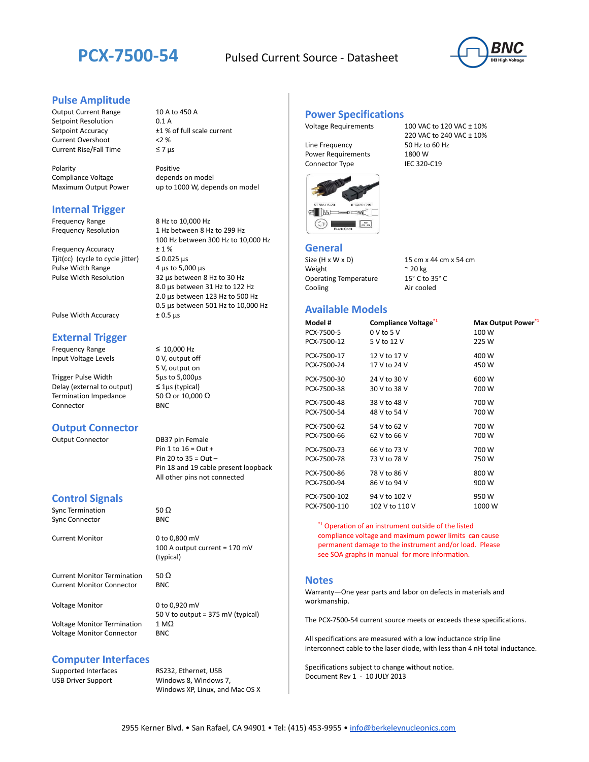# PCX-7500-54

Pulsed Current Source - Datasheet

## Pulse Amplitude

| | |
|---|---|
| Output Current Range | 10 A to 450 A |
| Setpoint Resolution | 0.1 A |
| Setpoint Accuracy | ±1 % of full scale current |
| Current Overshoot | <2 % |
| Current Rise/Fall Time | ≤ 7 µs |
| Polarity | Positive |
| Compliance Voltage | depends on model |
| Maximum Output Power | up to 1000 W, depends on model |

## Internal Trigger

| | |
|---|---|
| Frequency Range | 8 Hz to 10,000 Hz |
| Frequency Resolution | 1 Hz between 8 Hz to 299 Hz<br>100 Hz between 300 Hz to 10,000 Hz |
| Frequency Accuracy | ± 1 % |
| Tjit(cc) (cycle to cycle jitter) | ≤ 0.025 µs |
| Pulse Width Range | 4 µs to 5,000 µs |
| Pulse Width Resolution | 32 µs between 8 Hz to 30 Hz<br>8.0 µs between 31 Hz to 122 Hz<br>2.0 µs between 123 Hz to 500 Hz<br>0.5 µs between 501 Hz to 10,000 Hz |
| Pulse Width Accuracy | ± 0.5 µs |

## External Trigger

| | |
|---|---|
| Frequency Range | ≤ 10,000 Hz |
| Input Voltage Levels | 0 V, output off<br>5 V, output on |
| Trigger Pulse Width | 5µs to 5,000µs |
| Delay (external to output) | ≤ 1µs (typical) |
| Termination Impedance | 50 Ω or 10,000 Ω |
| Connector | BNC |

## Output Connector

| | |
|---|---|
| Output Connector | DB37 pin Female<br>Pin 1 to 16 = Out +<br>Pin 20 to 35 = Out –<br>Pin 18 and 19 cable present loopback<br>All other pins not connected |

## Control Signals

| | |
|---|---|
| Sync Termination | 50 Ω |
| Sync Connector | BNC |
| Current Monitor | 0 to 0,800 mV<br>100 A output current = 170 mV (typical) |
| Current Monitor Termination | 50 Ω |
| Current Monitor Connector | BNC |
| Voltage Monitor | 0 to 0,920 mV<br>50 V to output = 375 mV (typical) |
| Voltage Monitor Termination | 1 MΩ |
| Voltage Monitor Connector | BNC |

## Computer Interfaces

| | |
|---|---|
| Supported Interfaces | RS232, Ethernet, USB |
| USB Driver Support | Windows 8, Windows 7, Windows XP, Linux, and Mac OS X |

## Power Specifications

| | |
|---|---|
| Voltage Requirements | 100 VAC to 120 VAC ± 10%<br>220 VAC to 240 VAC ± 10% |
| Line Frequency | 50 Hz to 60 Hz |
| Power Requirements | 1800 W |
| Connector Type | IEC 320-C19 |

NEMA L5-20 IEC320 C19

Black Cord

## General

| | |
|---|---|
| Size (H x W x D) | 15 cm x 44 cm x 54 cm |
| Weight | ~ 20 kg |
| Operating Temperature | 15° C to 35° C |
| Cooling | Air cooled |

## Available Models

| Model # | Compliance Voltage[*1] | Max Output Power[*1] |
|---|---|---|
| PCX-7500-5 | 0 V to 5 V | 100 W |
| PCX-7500-12 | 5 V to 12 V | 225 W |
| PCX-7500-17 | 12 V to 17 V | 400 W |
| PCX-7500-24 | 17 V to 24 V | 450 W |
| PCX-7500-30 | 24 V to 30 V | 600 W |
| PCX-7500-38 | 30 V to 38 V | 700 W |
| PCX-7500-48 | 38 V to 48 V | 700 W |
| PCX-7500-54 | 48 V to 54 V | 700 W |
| PCX-7500-62 | 54 V to 62 V | 700 W |
| PCX-7500-66 | 62 V to 66 V | 700 W |
| PCX-7500-73 | 66 V to 73 V | 700 W |
| PCX-7500-78 | 73 V to 78 V | 750 W |
| PCX-7500-86 | 78 V to 86 V | 800 W |
| PCX-7500-94 | 86 V to 94 V | 900 W |
| PCX-7500-102 | 94 V to 102 V | 950 W |
| PCX-7500-110 | 102 V to 110 V | 1000 W |

[*1] Operation of an instrument outside of the listed compliance voltage and maximum power limits can cause permanent damage to the instrument and/or load. Please see SOA graphs in manual for more information.

## Notes

Warranty—One year parts and labor on defects in materials and workmanship.

The PCX-7500-54 current source meets or exceeds these specifications.

All specifications are measured with a low inductance strip line interconnect cable to the laser diode, with less than 4 nH total inductance.

Specifications subject to change without notice.
Document Rev 1 - 10 JULY 2013

2955 Kerner Blvd. • San Rafael, CA 94901 • Tel: (415) 453-9955 • info@berkeleynucleonics.com